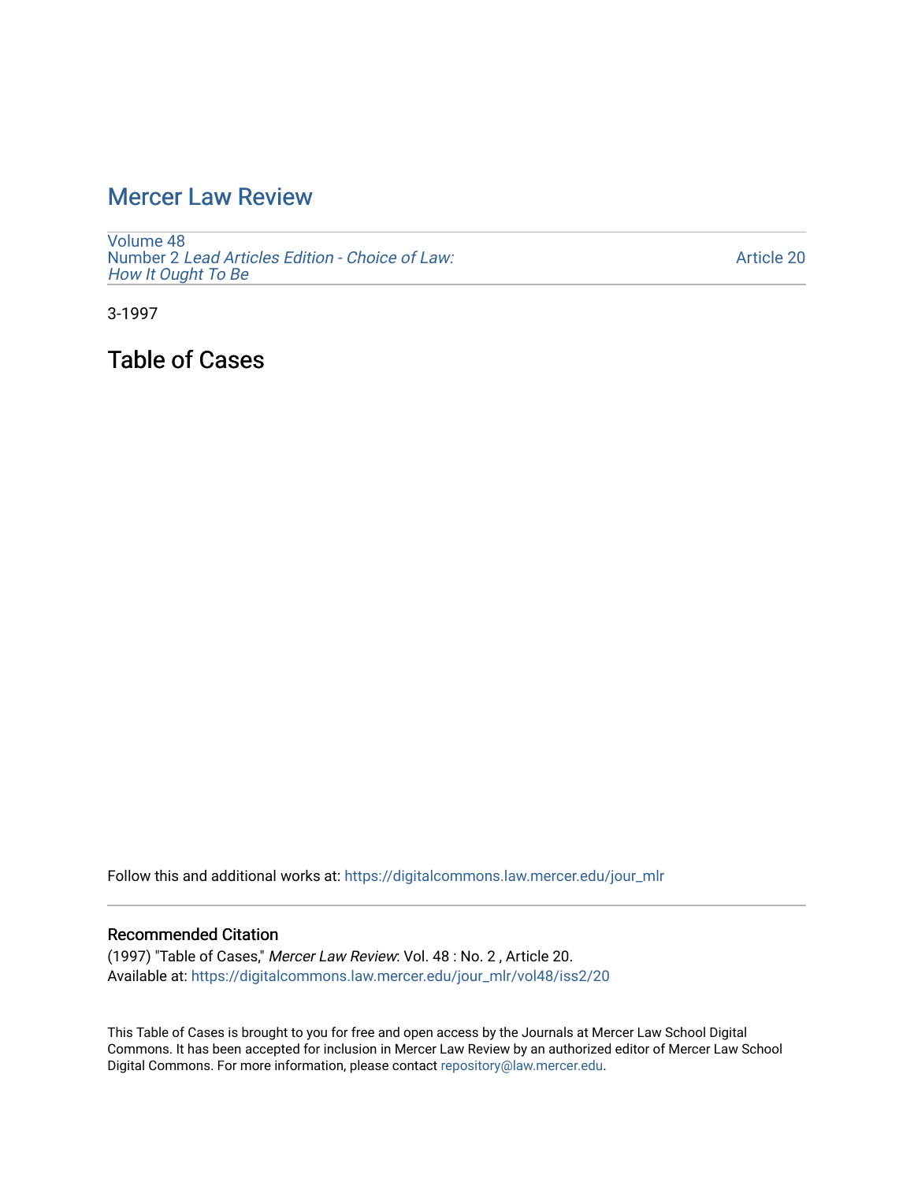# Mercer Law Review

Volume 48
Number 2 *Lead Articles Edition - Choice of Law: How It Ought To Be*

Article 20

3-1997

## Table of Cases

Follow this and additional works at: https://digitalcommons.law.mercer.edu/jour_mlr

### Recommended Citation

(1997) "Table of Cases," *Mercer Law Review*: Vol. 48 : No. 2 , Article 20.
Available at: https://digitalcommons.law.mercer.edu/jour_mlr/vol48/iss2/20

This Table of Cases is brought to you for free and open access by the Journals at Mercer Law School Digital Commons. It has been accepted for inclusion in Mercer Law Review by an authorized editor of Mercer Law School Digital Commons. For more information, please contact repository@law.mercer.edu.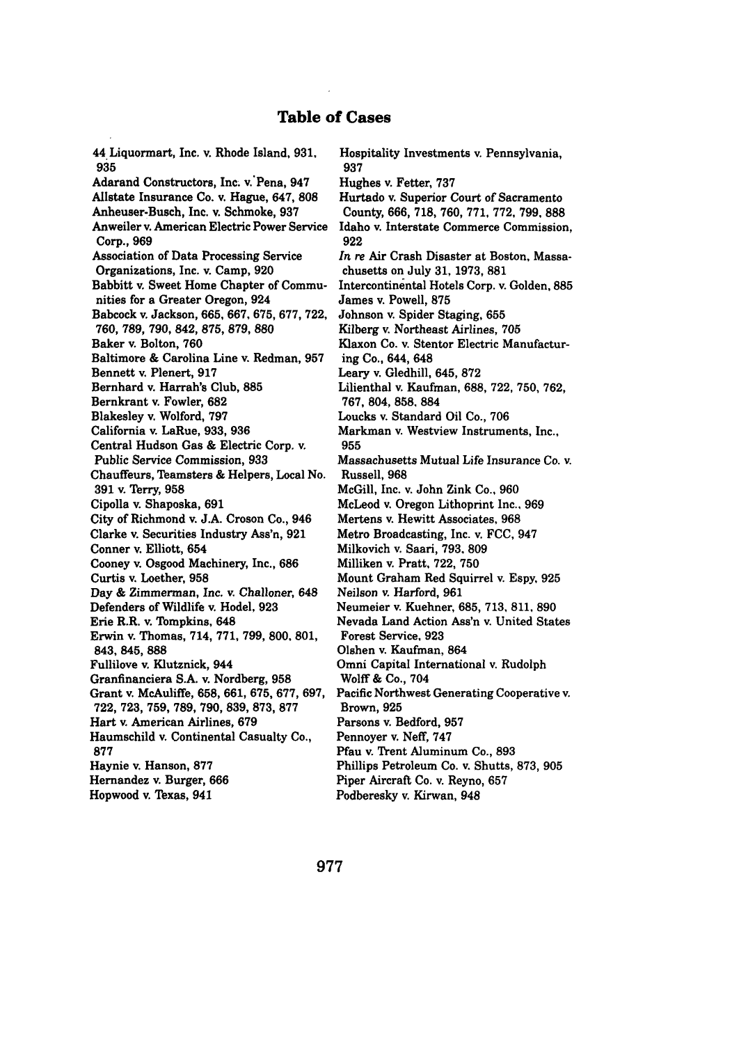# Table of Cases

44 Liquormart, Inc. v. Rhode Island, 931, 935
Adarand Constructors, Inc. v. Pena, 947
Allstate Insurance Co. v. Hague, 647, 808
Anheuser-Busch, Inc. v. Schmoke, 937
Anweiler v. American Electric Power Service Corp., 969
Association of Data Processing Service Organizations, Inc. v. Camp, 920
Babbitt v. Sweet Home Chapter of Communities for a Greater Oregon, 924
Babcock v. Jackson, 665, 667, 675, 677, 722, 760, 789, 790, 842, 875, 879, 880
Baker v. Bolton, 760
Baltimore & Carolina Line v. Redman, 957
Bennett v. Plenert, 917
Bernhard v. Harrah's Club, 885
Bernkrant v. Fowler, 682
Blakesley v. Wolford, 797
California v. LaRue, 933, 936
Central Hudson Gas & Electric Corp. v. Public Service Commission, 933
Chauffeurs, Teamsters & Helpers, Local No. 391 v. Terry, 958
Cipolla v. Shaposka, 691
City of Richmond v. J.A. Croson Co., 946
Clarke v. Securities Industry Ass'n, 921
Conner v. Elliott, 654
Cooney v. Osgood Machinery, Inc., 686
Curtis v. Loether, 958
Day & Zimmerman, Inc. v. Challoner, 648
Defenders of Wildlife v. Hodel, 923
Erie R.R. v. Tompkins, 648
Erwin v. Thomas, 714, 771, 799, 800, 801, 843, 845, 888
Fullilove v. Klutznick, 944
Granfinanciera S.A. v. Nordberg, 958
Grant v. McAuliffe, 658, 661, 675, 677, 697, 722, 723, 759, 789, 790, 839, 873, 877
Hart v. American Airlines, 679
Haumschild v. Continental Casualty Co., 877
Haynie v. Hanson, 877
Hernandez v. Burger, 666
Hopwood v. Texas, 941
Hospitality Investments v. Pennsylvania, 937
Hughes v. Fetter, 737
Hurtado v. Superior Court of Sacramento County, 666, 718, 760, 771, 772, 799, 888
Idaho v. Interstate Commerce Commission, 922
*In re* Air Crash Disaster at Boston, Massachusetts on July 31, 1973, 881
Intercontinental Hotels Corp. v. Golden, 885
James v. Powell, 875
Johnson v. Spider Staging, 655
Kilberg v. Northeast Airlines, 705
Klaxon Co. v. Stentor Electric Manufacturing Co., 644, 648
Leary v. Gledhill, 645, 872
Lilienthal v. Kaufman, 688, 722, 750, 762, 767, 804, 858, 884
Loucks v. Standard Oil Co., 706
Markman v. Westview Instruments, Inc., 955
Massachusetts Mutual Life Insurance Co. v. Russell, 968
McGill, Inc. v. John Zink Co., 960
McLeod v. Oregon Lithoprint Inc., 969
Mertens v. Hewitt Associates, 968
Metro Broadcasting, Inc. v. FCC, 947
Milkovich v. Saari, 793, 809
Milliken v. Pratt, 722, 750
Mount Graham Red Squirrel v. Espy, 925
Neilson v. Harford, 961
Neumeier v. Kuehner, 685, 713, 811, 890
Nevada Land Action Ass'n v. United States Forest Service, 923
Olshen v. Kaufman, 864
Omni Capital International v. Rudolph Wolff & Co., 704
Pacific Northwest Generating Cooperative v. Brown, 925
Parsons v. Bedford, 957
Pennoyer v. Neff, 747
Pfau v. Trent Aluminum Co., 893
Phillips Petroleum Co. v. Shutts, 873, 905
Piper Aircraft Co. v. Reyno, 657
Podberesky v. Kirwan, 948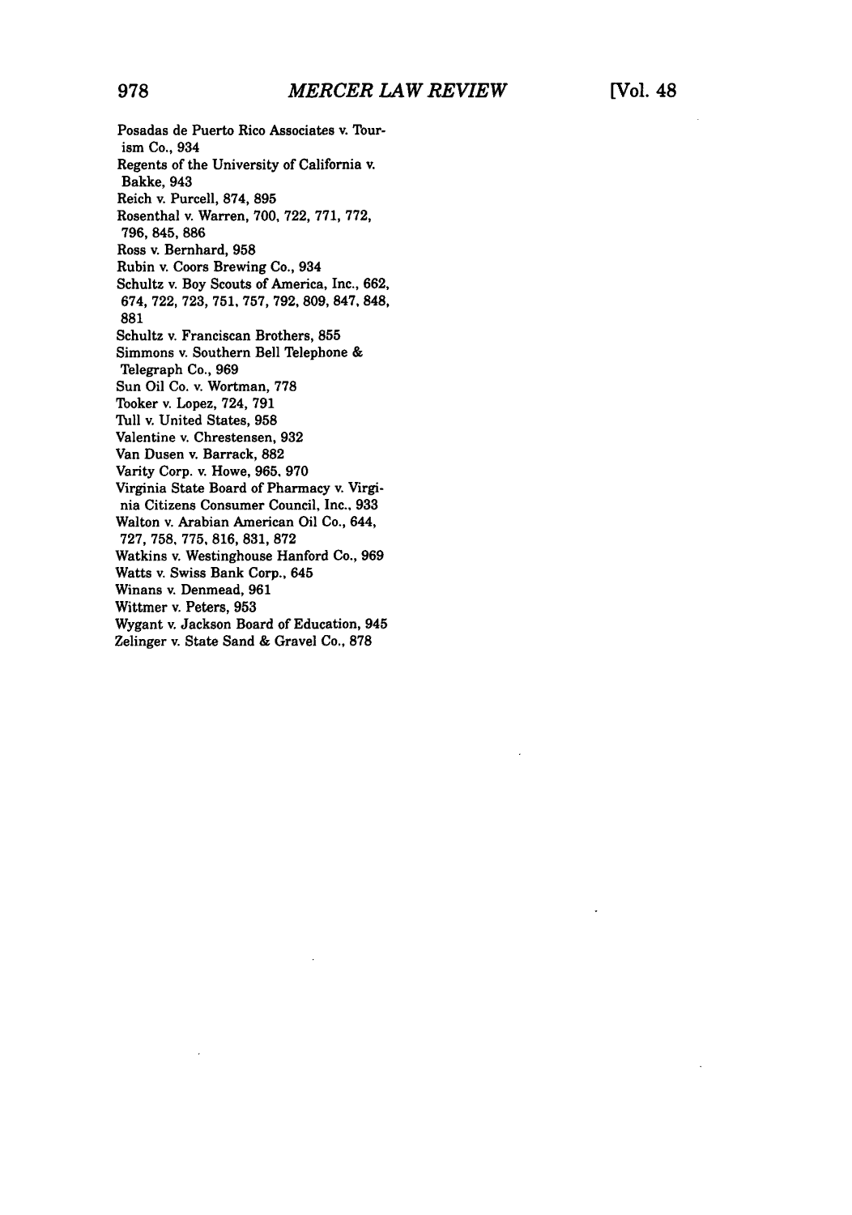Posadas de Puerto Rico Associates v. Tourism Co., 934
Regents of the University of California v. Bakke, 943
Reich v. Purcell, 874, 895
Rosenthal v. Warren, 700, 722, 771, 772, 796, 845, 886
Ross v. Bernhard, 958
Rubin v. Coors Brewing Co., 934
Schultz v. Boy Scouts of America, Inc., 662, 674, 722, 723, 751, 757, 792, 809, 847, 848, 881
Schultz v. Franciscan Brothers, 855
Simmons v. Southern Bell Telephone & Telegraph Co., 969
Sun Oil Co. v. Wortman, 778
Tooker v. Lopez, 724, 791
Tull v. United States, 958
Valentine v. Chrestensen, 932
Van Dusen v. Barrack, 882
Varity Corp. v. Howe, 965, 970
Virginia State Board of Pharmacy v. Virginia Citizens Consumer Council, Inc., 933
Walton v. Arabian American Oil Co., 644, 727, 758, 775, 816, 831, 872
Watkins v. Westinghouse Hanford Co., 969
Watts v. Swiss Bank Corp., 645
Winans v. Denmead, 961
Wittmer v. Peters, 953
Wygant v. Jackson Board of Education, 945
Zelinger v. State Sand & Gravel Co., 878